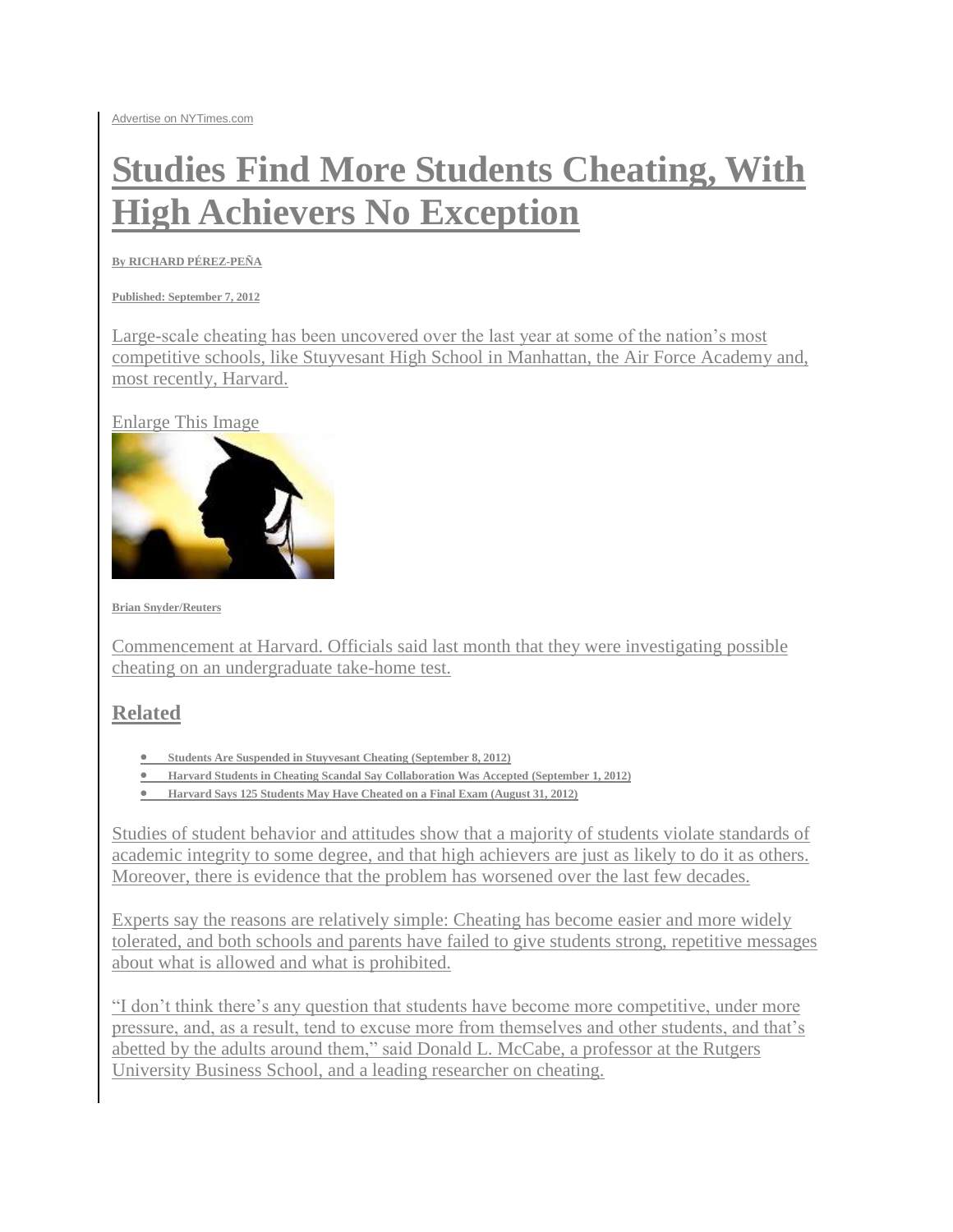Advertise on NYTimes.com

# Studies Find More Students Cheating, With High Achievers No Exception

**By RICHARD PÉREZ-PEÑA**

**Published: September 7, 2012**

Large-scale cheating has been uncovered over the last year at some of the nation's most competitive schools, like Stuyvesant High School in Manhattan, the Air Force Academy and, most recently, Harvard.

Enlarge This Image

**Brian Snyder/Reuters**

Commencement at Harvard. Officials said last month that they were investigating possible cheating on an undergraduate take-home test.

## Related

- **Students Are Suspended in Stuyvesant Cheating (September 8, 2012)**
- **Harvard Students in Cheating Scandal Say Collaboration Was Accepted (September 1, 2012)**
- **Harvard Says 125 Students May Have Cheated on a Final Exam (August 31, 2012)**

Studies of student behavior and attitudes show that a majority of students violate standards of academic integrity to some degree, and that high achievers are just as likely to do it as others. Moreover, there is evidence that the problem has worsened over the last few decades.

Experts say the reasons are relatively simple: Cheating has become easier and more widely tolerated, and both schools and parents have failed to give students strong, repetitive messages about what is allowed and what is prohibited.

"I don't think there's any question that students have become more competitive, under more pressure, and, as a result, tend to excuse more from themselves and other students, and that's abetted by the adults around them," said Donald L. McCabe, a professor at the Rutgers University Business School, and a leading researcher on cheating.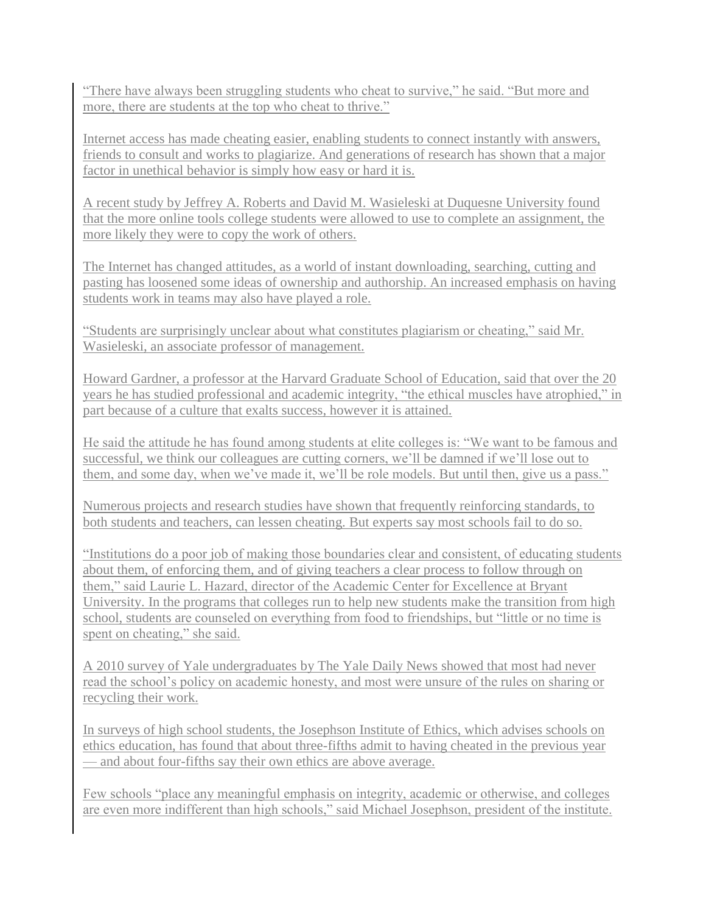"There have always been struggling students who cheat to survive," he said. "But more and more, there are students at the top who cheat to thrive."

Internet access has made cheating easier, enabling students to connect instantly with answers, friends to consult and works to plagiarize. And generations of research has shown that a major factor in unethical behavior is simply how easy or hard it is.

A recent study by Jeffrey A. Roberts and David M. Wasieleski at Duquesne University found that the more online tools college students were allowed to use to complete an assignment, the more likely they were to copy the work of others.

The Internet has changed attitudes, as a world of instant downloading, searching, cutting and pasting has loosened some ideas of ownership and authorship. An increased emphasis on having students work in teams may also have played a role.

"Students are surprisingly unclear about what constitutes plagiarism or cheating," said Mr. Wasieleski, an associate professor of management.

Howard Gardner, a professor at the Harvard Graduate School of Education, said that over the 20 years he has studied professional and academic integrity, "the ethical muscles have atrophied," in part because of a culture that exalts success, however it is attained.

He said the attitude he has found among students at elite colleges is: "We want to be famous and successful, we think our colleagues are cutting corners, we'll be damned if we'll lose out to them, and some day, when we've made it, we'll be role models. But until then, give us a pass."

Numerous projects and research studies have shown that frequently reinforcing standards, to both students and teachers, can lessen cheating. But experts say most schools fail to do so.

"Institutions do a poor job of making those boundaries clear and consistent, of educating students about them, of enforcing them, and of giving teachers a clear process to follow through on them," said Laurie L. Hazard, director of the Academic Center for Excellence at Bryant University. In the programs that colleges run to help new students make the transition from high school, students are counseled on everything from food to friendships, but "little or no time is spent on cheating," she said.

A 2010 survey of Yale undergraduates by The Yale Daily News showed that most had never read the school's policy on academic honesty, and most were unsure of the rules on sharing or recycling their work.

In surveys of high school students, the Josephson Institute of Ethics, which advises schools on ethics education, has found that about three-fifths admit to having cheated in the previous year — and about four-fifths say their own ethics are above average.

Few schools "place any meaningful emphasis on integrity, academic or otherwise, and colleges are even more indifferent than high schools," said Michael Josephson, president of the institute.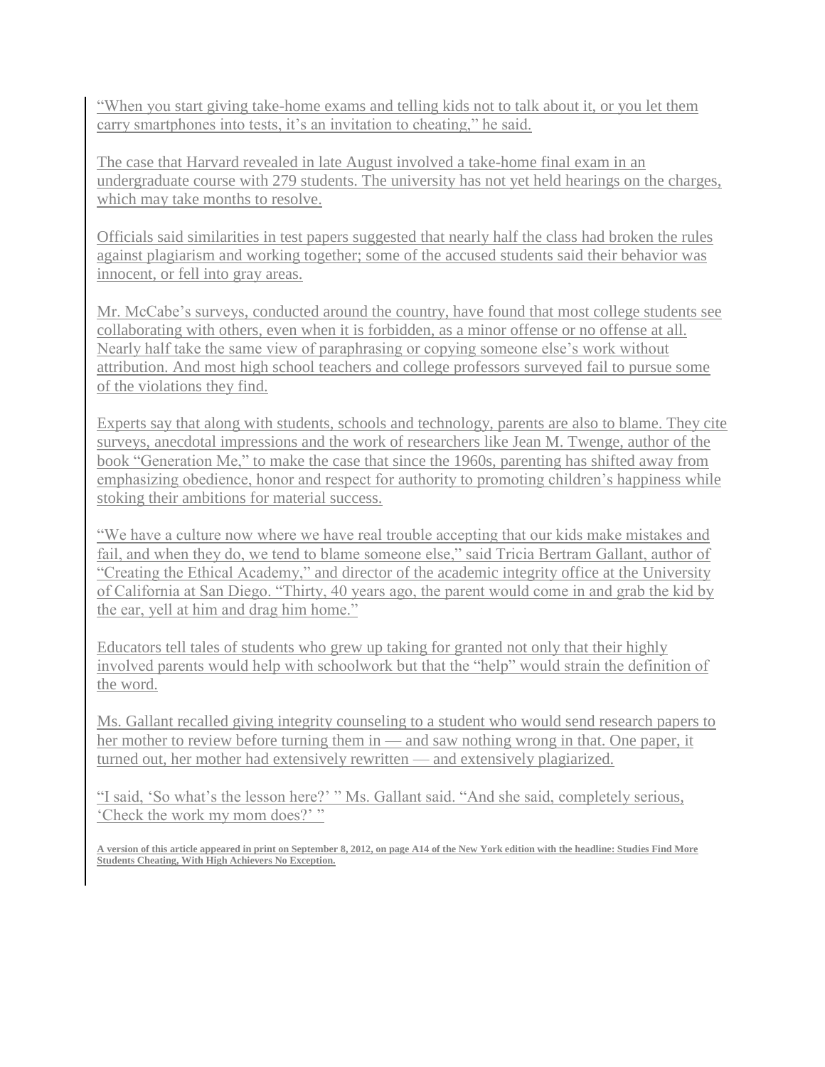"When you start giving take-home exams and telling kids not to talk about it, or you let them carry smartphones into tests, it's an invitation to cheating," he said.

The case that Harvard revealed in late August involved a take-home final exam in an undergraduate course with 279 students. The university has not yet held hearings on the charges, which may take months to resolve.

Officials said similarities in test papers suggested that nearly half the class had broken the rules against plagiarism and working together; some of the accused students said their behavior was innocent, or fell into gray areas.

Mr. McCabe's surveys, conducted around the country, have found that most college students see collaborating with others, even when it is forbidden, as a minor offense or no offense at all. Nearly half take the same view of paraphrasing or copying someone else's work without attribution. And most high school teachers and college professors surveyed fail to pursue some of the violations they find.

Experts say that along with students, schools and technology, parents are also to blame. They cite surveys, anecdotal impressions and the work of researchers like Jean M. Twenge, author of the book "Generation Me," to make the case that since the 1960s, parenting has shifted away from emphasizing obedience, honor and respect for authority to promoting children's happiness while stoking their ambitions for material success.

"We have a culture now where we have real trouble accepting that our kids make mistakes and fail, and when they do, we tend to blame someone else," said Tricia Bertram Gallant, author of "Creating the Ethical Academy," and director of the academic integrity office at the University of California at San Diego. "Thirty, 40 years ago, the parent would come in and grab the kid by the ear, yell at him and drag him home."

Educators tell tales of students who grew up taking for granted not only that their highly involved parents would help with schoolwork but that the "help" would strain the definition of the word.

Ms. Gallant recalled giving integrity counseling to a student who would send research papers to her mother to review before turning them in — and saw nothing wrong in that. One paper, it turned out, her mother had extensively rewritten — and extensively plagiarized.

"I said, 'So what's the lesson here?' " Ms. Gallant said. "And she said, completely serious, 'Check the work my mom does?' "

**A version of this article appeared in print on September 8, 2012, on page A14 of the New York edition with the headline: Studies Find More Students Cheating, With High Achievers No Exception.**